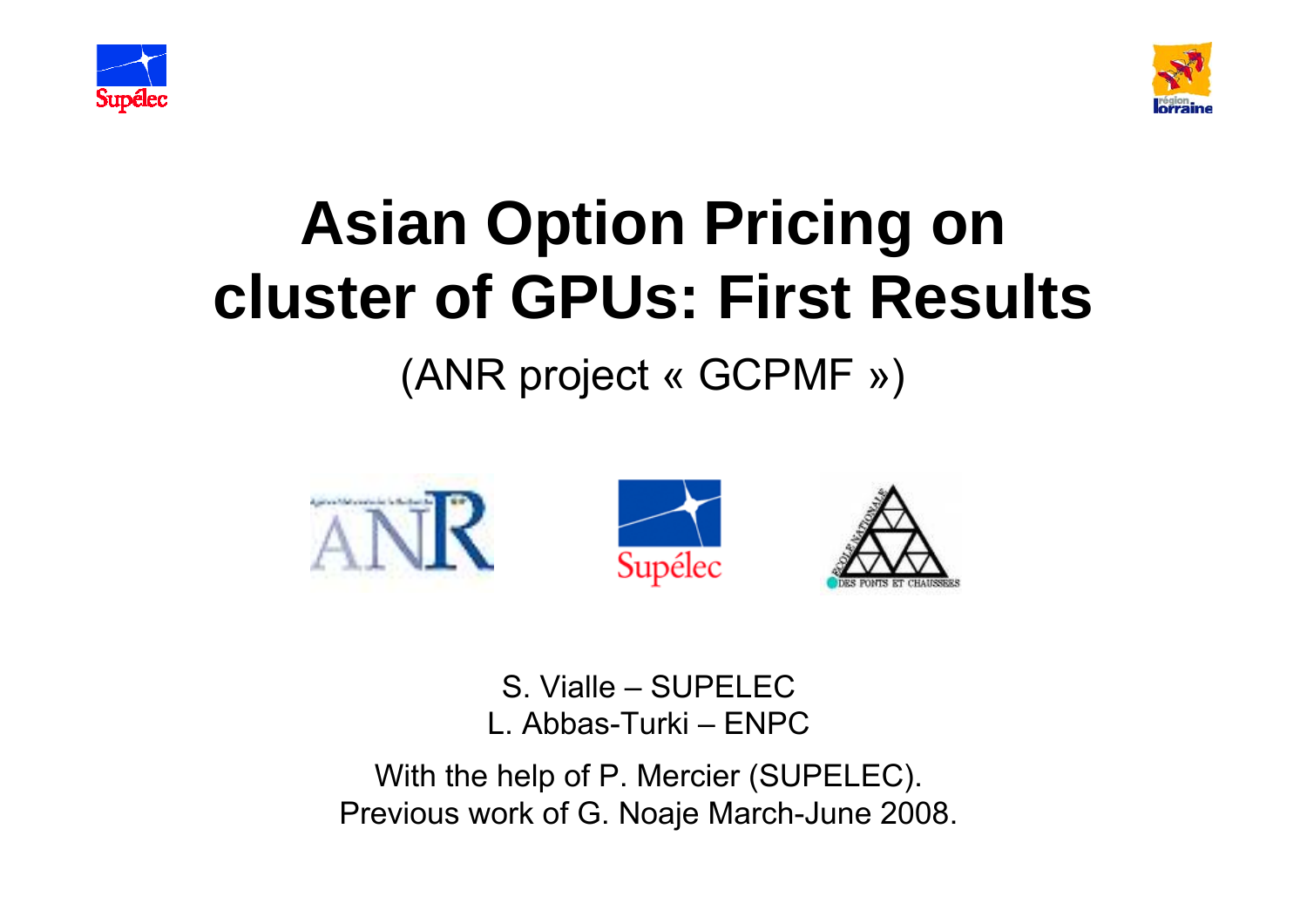# Asian Option Pricing on cluster of GPUs: First Results

(ANR project « GCPMF »)

S. Vialle – SUPELEC
L. Abbas-Turki – ENPC

With the help of P. Mercier (SUPELEC).
Previous work of G. Noaje March-June 2008.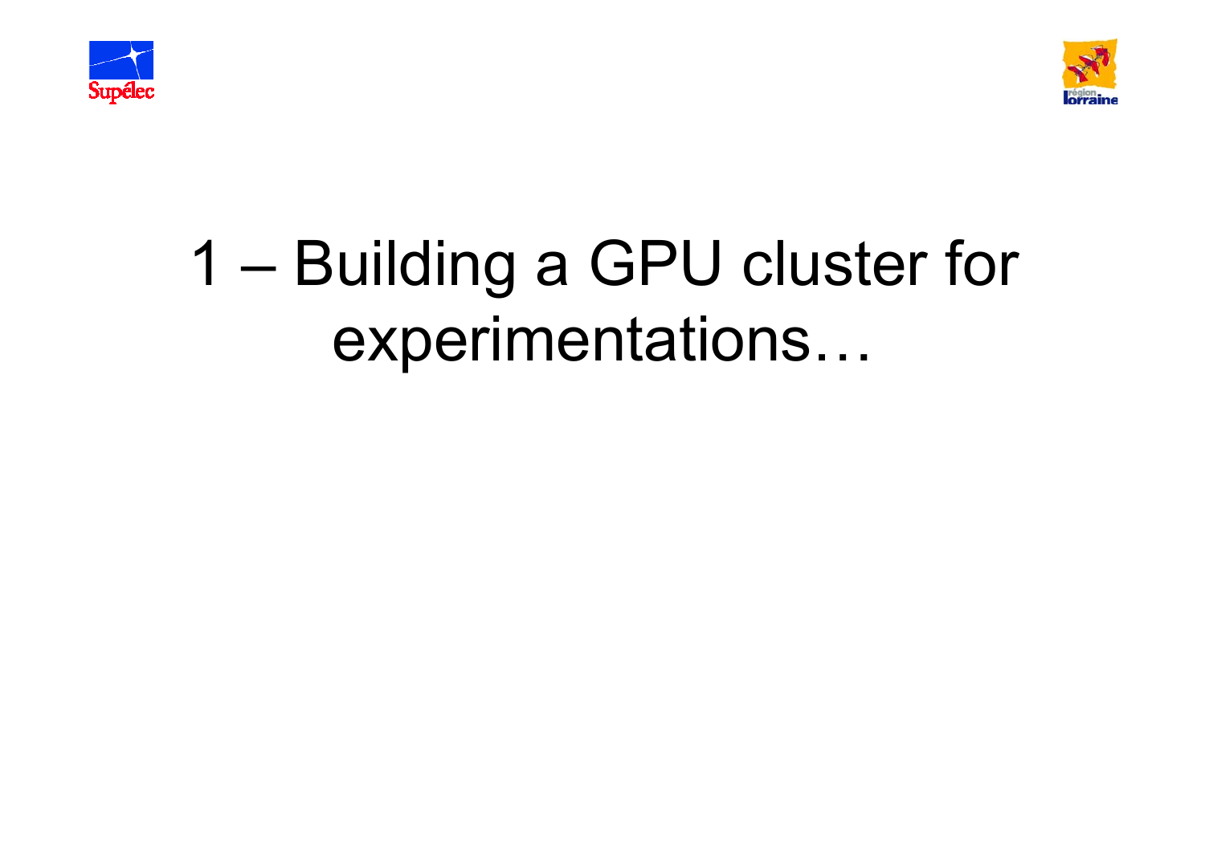# 1 – Building a GPU cluster for experimentations…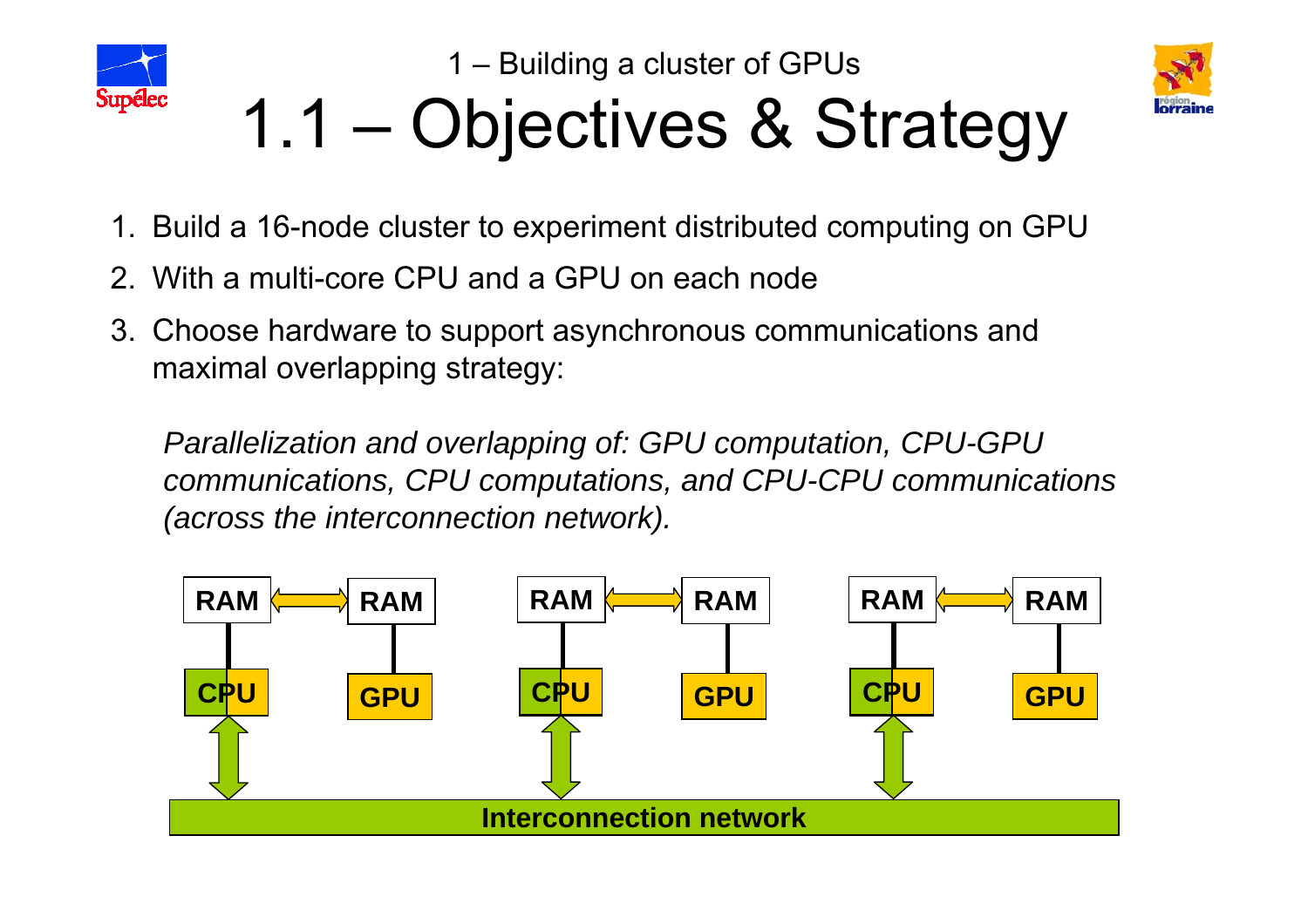1 – Building a cluster of GPUs

# 1.1 – Objectives & Strategy

1. Build a 16-node cluster to experiment distributed computing on GPU
2. With a multi-core CPU and a GPU on each node
3. Choose hardware to support asynchronous communications and maximal overlapping strategy:

   *Parallelization and overlapping of: GPU computation, CPU-GPU communications, CPU computations, and CPU-CPU communications (across the interconnection network).*

RAM RAM RAM RAM RAM RAM

CPU GPU CPU GPU CPU GPU

Interconnection network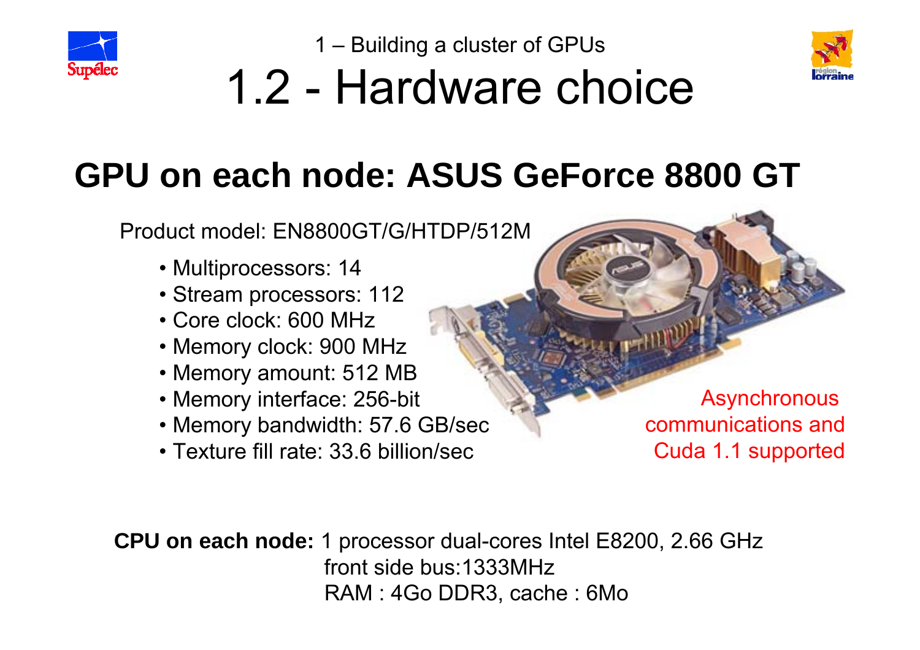1 – Building a cluster of GPUs

# 1.2 - Hardware choice

## GPU on each node: ASUS GeForce 8800 GT

Product model: EN8800GT/G/HTDP/512M

- Multiprocessors: 14
- Stream processors: 112
- Core clock: 600 MHz
- Memory clock: 900 MHz
- Memory amount: 512 MB
- Memory interface: 256-bit
- Memory bandwidth: 57.6 GB/sec
- Texture fill rate: 33.6 billion/sec

Asynchronous communications and Cuda 1.1 supported

**CPU on each node:** 1 processor dual-cores Intel E8200, 2.66 GHz
front side bus:1333MHz
RAM : 4Go DDR3, cache : 6Mo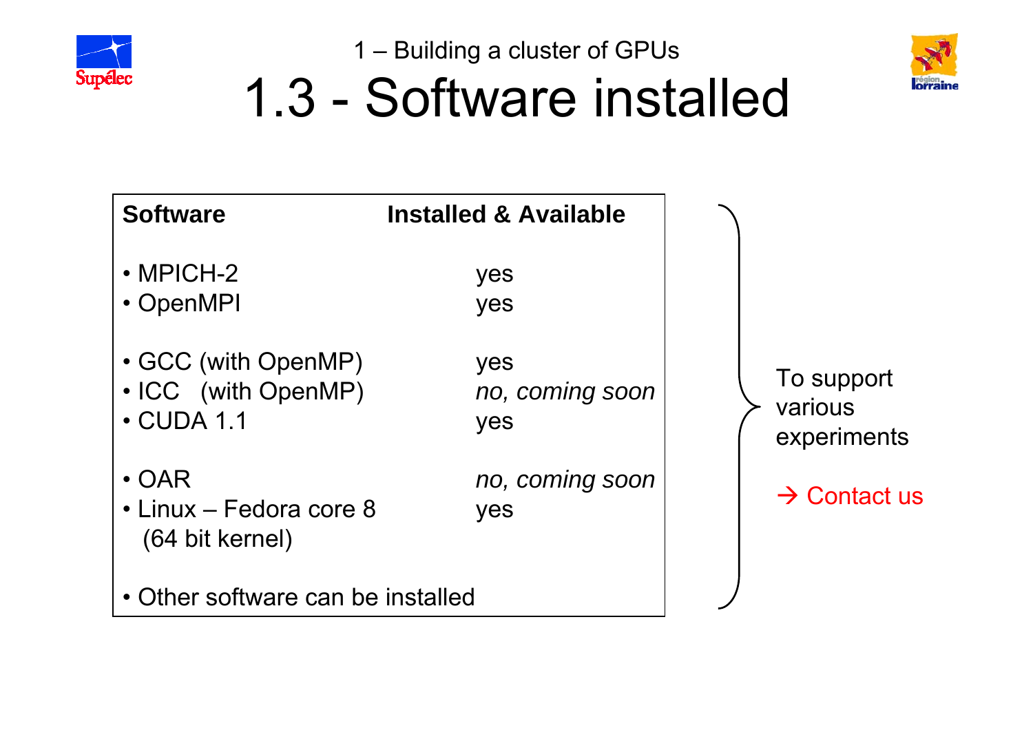1 – Building a cluster of GPUs

# 1.3 - Software installed

| Software | Installed & Available |
|---|---|
| • MPICH-2 | yes |
| • OpenMPI | yes |
| • GCC (with OpenMP) | yes |
| • ICC (with OpenMP) | *no, coming soon* |
| • CUDA 1.1 | yes |
| • OAR | *no, coming soon* |
| • Linux – Fedora core 8 (64 bit kernel) | yes |
| • Other software can be installed | |

To support various experiments

→ Contact us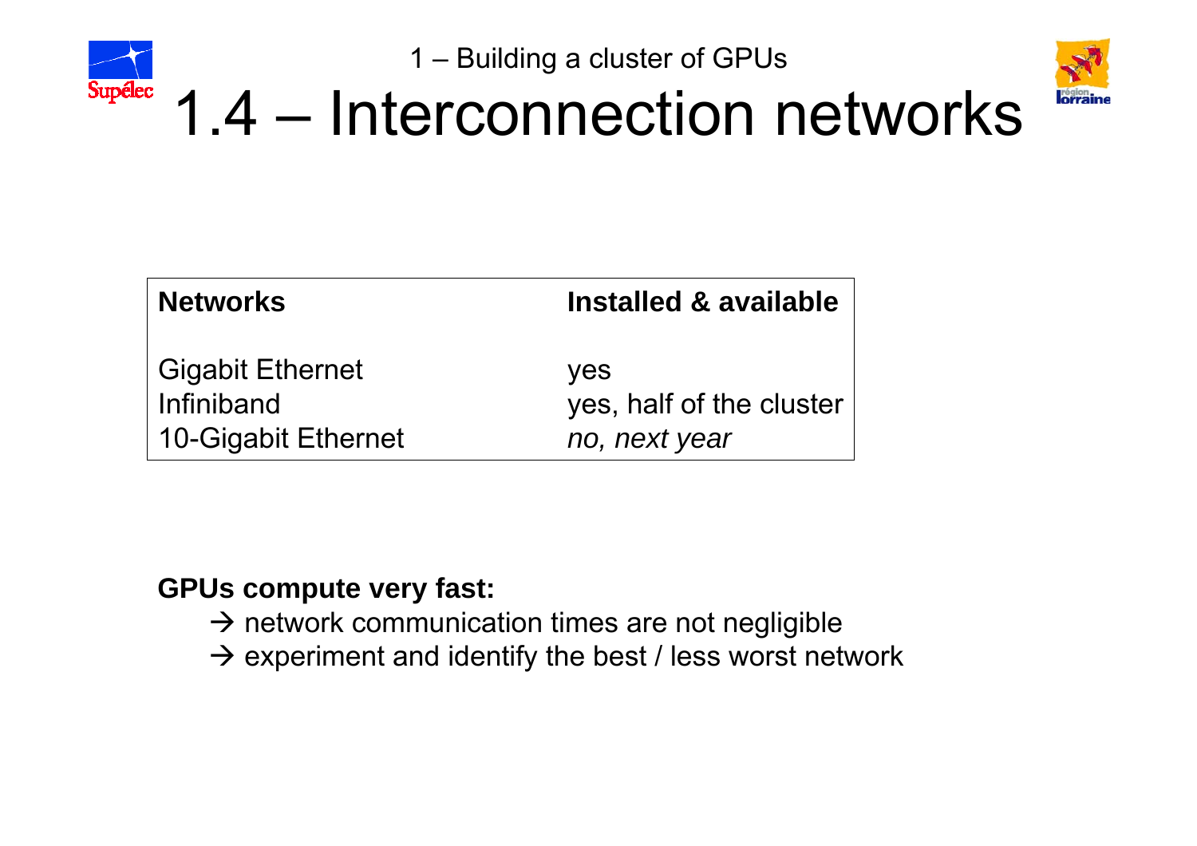1 – Building a cluster of GPUs

# 1.4 – Interconnection networks

| Networks | Installed & available |
|---|---|
| Gigabit Ethernet | yes |
| Infiniband | yes, half of the cluster |
| 10-Gigabit Ethernet | *no, next year* |

**GPUs compute very fast:**

→ network communication times are not negligible

→ experiment and identify the best / less worst network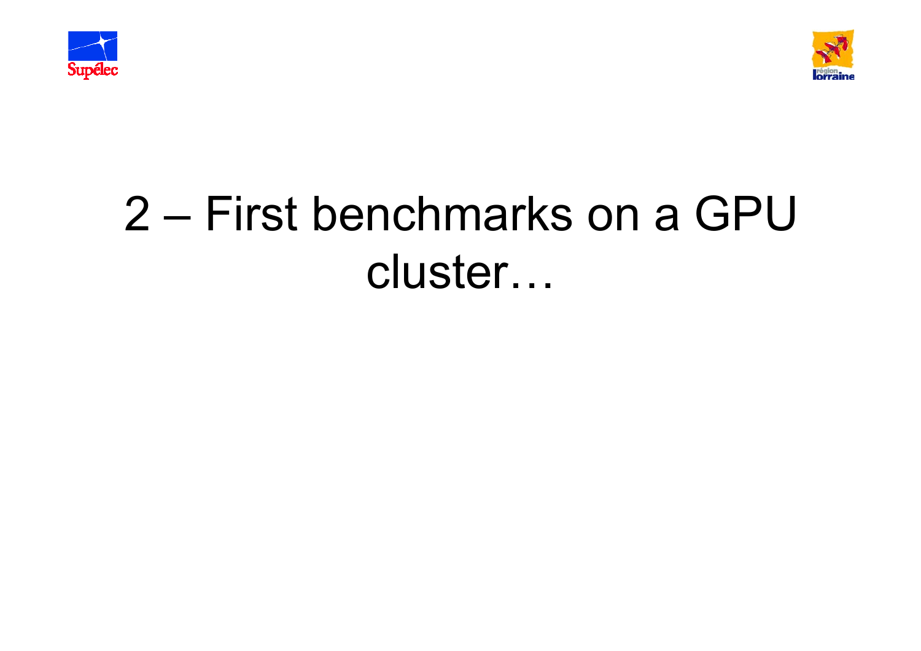# 2 – First benchmarks on a GPU cluster…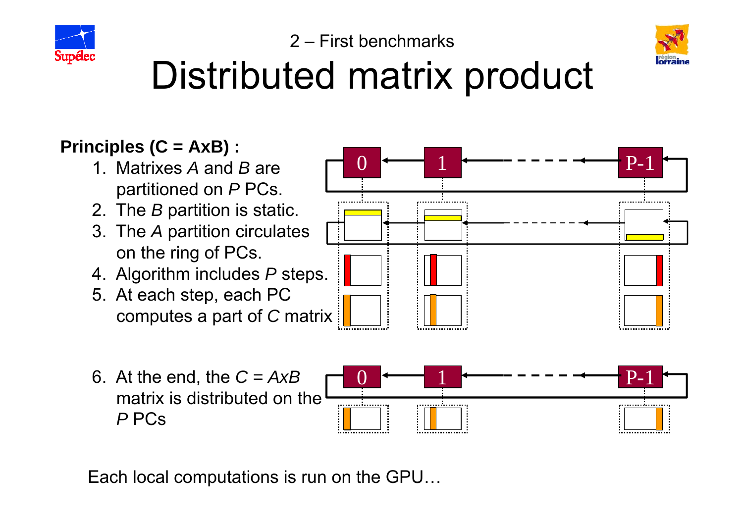2 – First benchmarks

# Distributed matrix product

**Principles (C = AxB) :**

1. Matrixes *A* and *B* are partitioned on *P* PCs.
2. The *B* partition is static.
3. The *A* partition circulates on the ring of PCs.
4. Algorithm includes *P* steps.
5. At each step, each PC computes a part of *C* matrix
6. At the end, the *C* = *AxB* matrix is distributed on the *P* PCs

Each local computations is run on the GPU…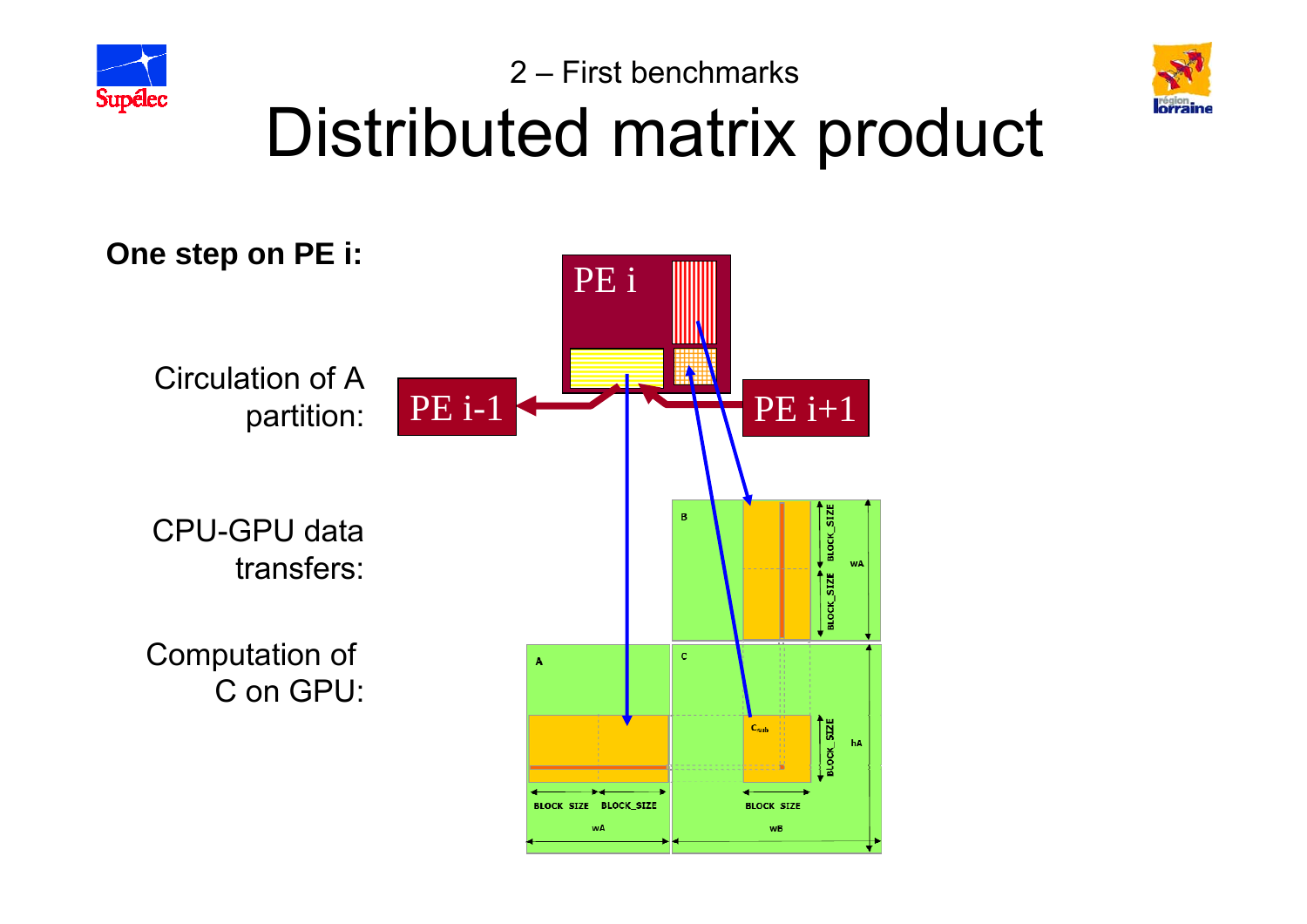2 – First benchmarks

# Distributed matrix product

**One step on PE i:**

Circulation of A partition:

CPU-GPU data transfers:

Computation of C on GPU: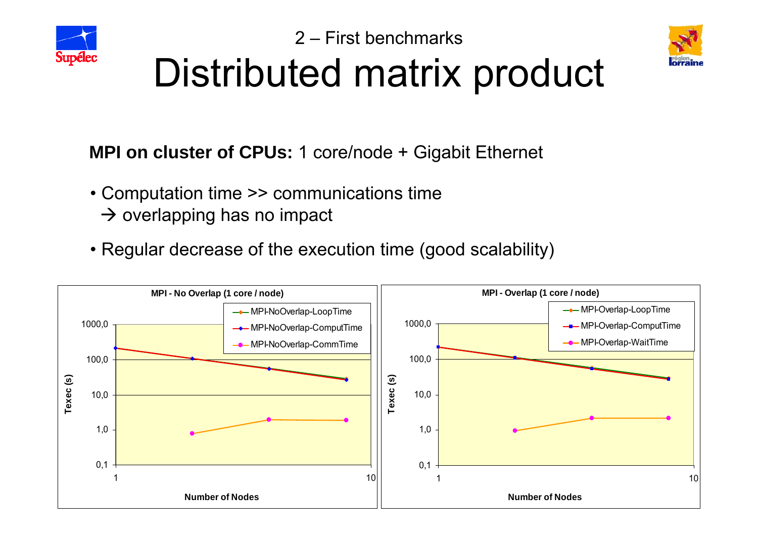2 – First benchmarks

# Distributed matrix product

**MPI on cluster of CPUs:** 1 core/node + Gigabit Ethernet

- Computation time >> communications time
  → overlapping has no impact
- Regular decrease of the execution time (good scalability)

**MPI - No Overlap (1 core / node)**

- MPI-NoOverlap-LoopTime
- MPI-NoOverlap-ComputTime
- MPI-NoOverlap-CommTime

Texec (s): 1000,0 / 100,0 / 10,0 / 1,0 / 0,1

Number of Nodes: 1 – 10

**MPI - Overlap (1 core / node)**

- MPI-Overlap-LoopTime
- MPI-Overlap-ComputTime
- MPI-Overlap-WaitTime

Texec (s): 1000,0 / 100,0 / 10,0 / 1,0 / 0,1

Number of Nodes: 1 – 10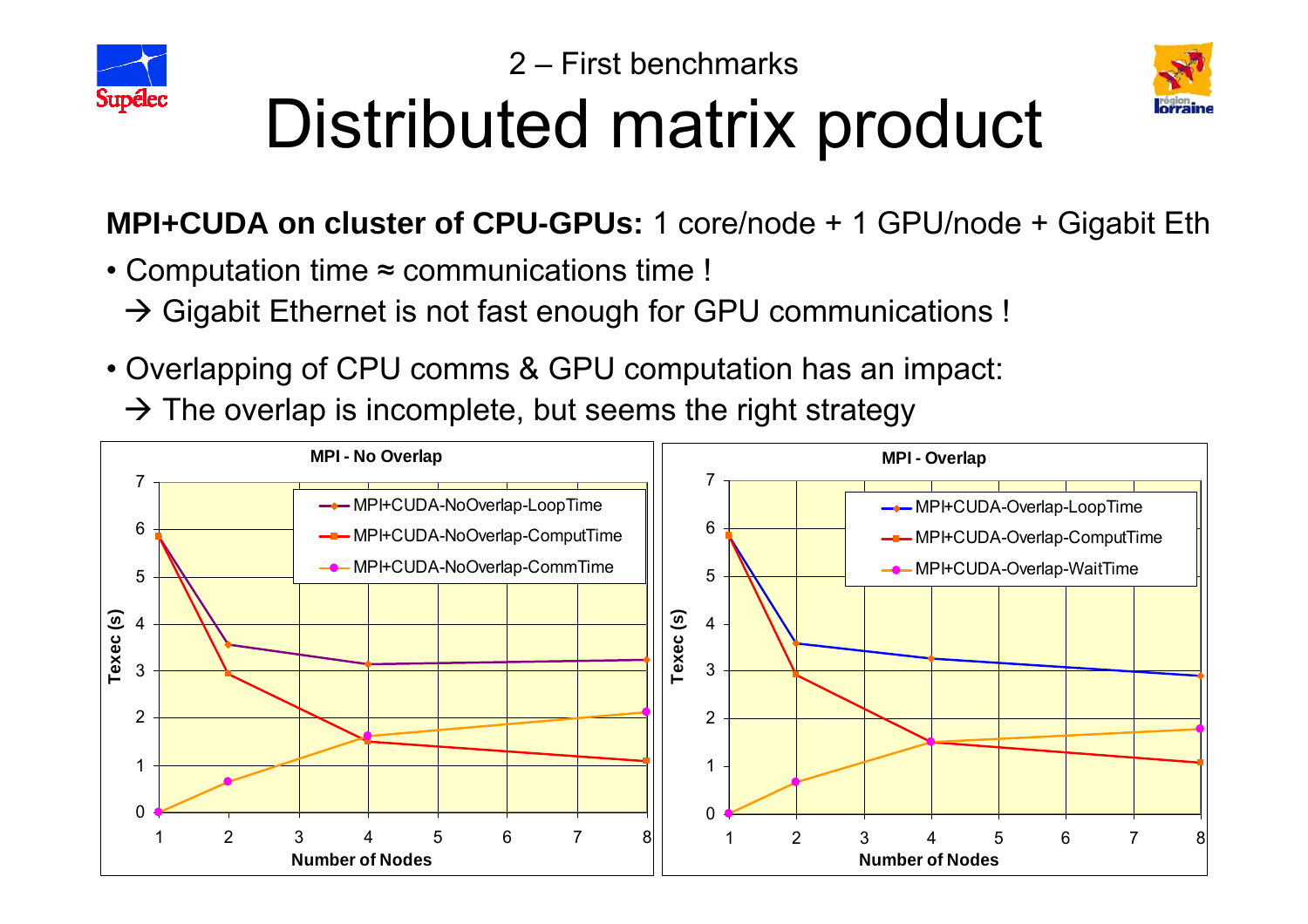## 2 – First benchmarks

# Distributed matrix product

**MPI+CUDA on cluster of CPU-GPUs:** 1 core/node + 1 GPU/node + Gigabit Eth

- Computation time ≈ communications time !
  → Gigabit Ethernet is not fast enough for GPU communications !
- Overlapping of CPU comms & GPU computation has an impact:
  → The overlap is incomplete, but seems the right strategy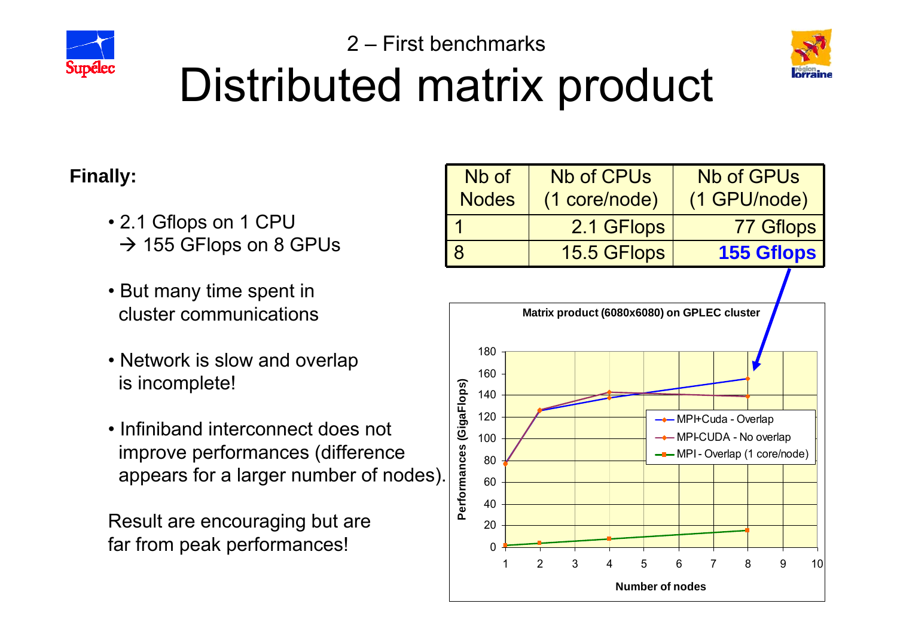## 2 – First benchmarks

# Distributed matrix product

**Finally:**

- 2.1 Gflops on 1 CPU
  → 155 GFlops on 8 GPUs

- But many time spent in cluster communications

- Network is slow and overlap is incomplete!

- Infiniband interconnect does not improve performances (difference appears for a larger number of nodes).

Result are encouraging but are far from peak performances!

| Nb of Nodes | Nb of CPUs (1 core/node) | Nb of GPUs (1 GPU/node) |
|---|---|---|
| 1 | 2.1 GFlops | 77 Gflops |
| 8 | 15.5 GFlops | **155 Gflops** |

**Matrix product (6080x6080) on GPLEC cluster**

Performances (GigaFlops) vs. Number of nodes

- MPI+Cuda - Overlap
- MPI-CUDA - No overlap
- MPI - Overlap (1 core/node)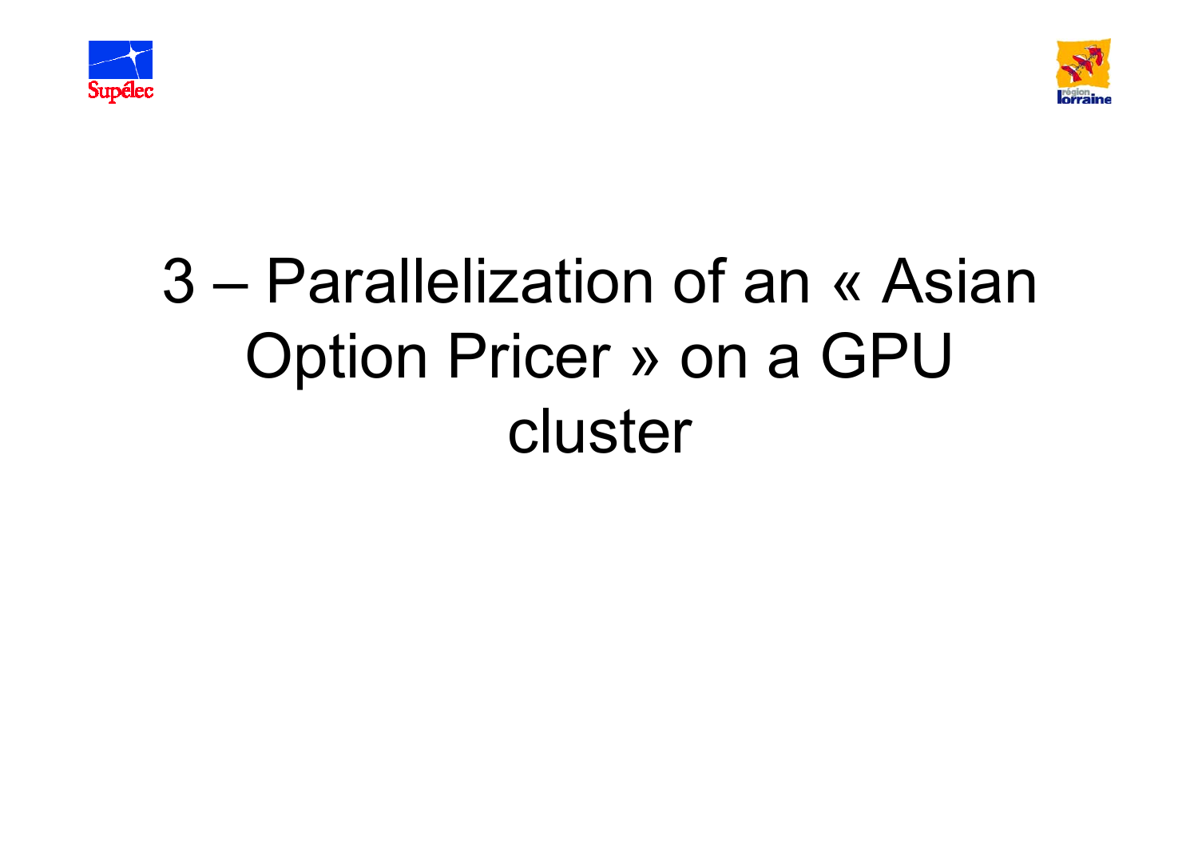# 3 – Parallelization of an « Asian Option Pricer » on a GPU cluster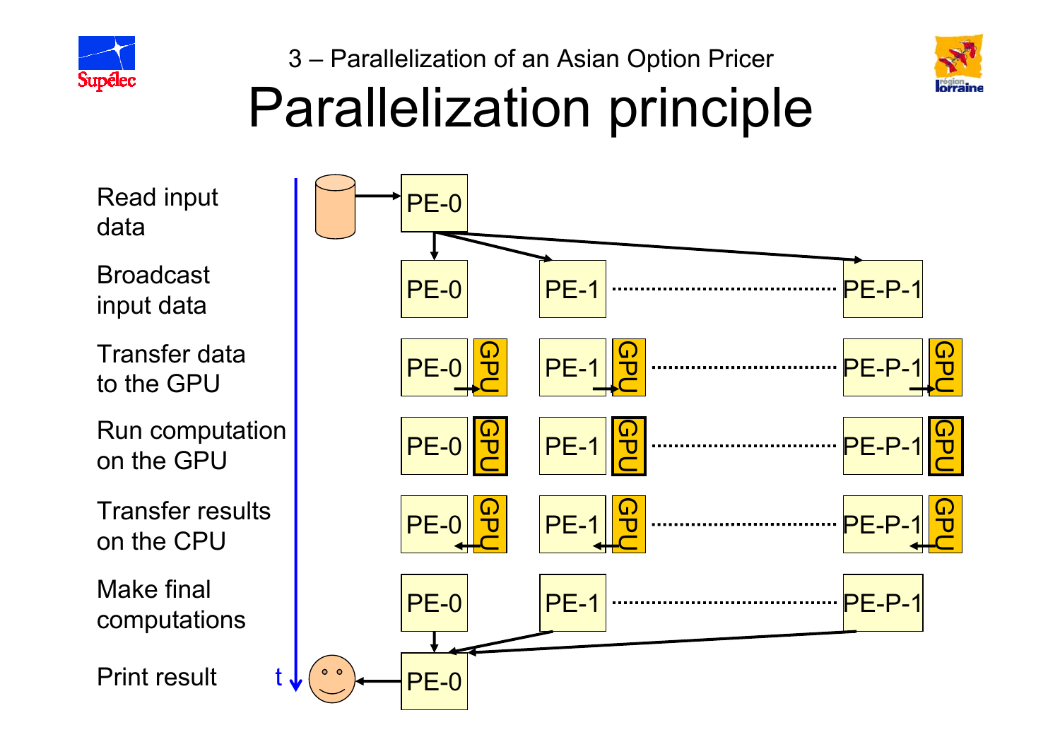3 – Parallelization of an Asian Option Pricer

# Parallelization principle

- Read input data
- Broadcast input data
- Transfer data to the GPU
- Run computation on the GPU
- Transfer results on the CPU
- Make final computations
- Print result

t

PE-0

PE-0 PE-1 ............ PE-P-1

PE-0 GPU PE-1 GPU ............ PE-P-1 GPU

PE-0 GPU PE-1 GPU ............ PE-P-1 GPU

PE-0 GPU PE-1 GPU ............ PE-P-1 GPU

PE-0 PE-1 ............ PE-P-1

PE-0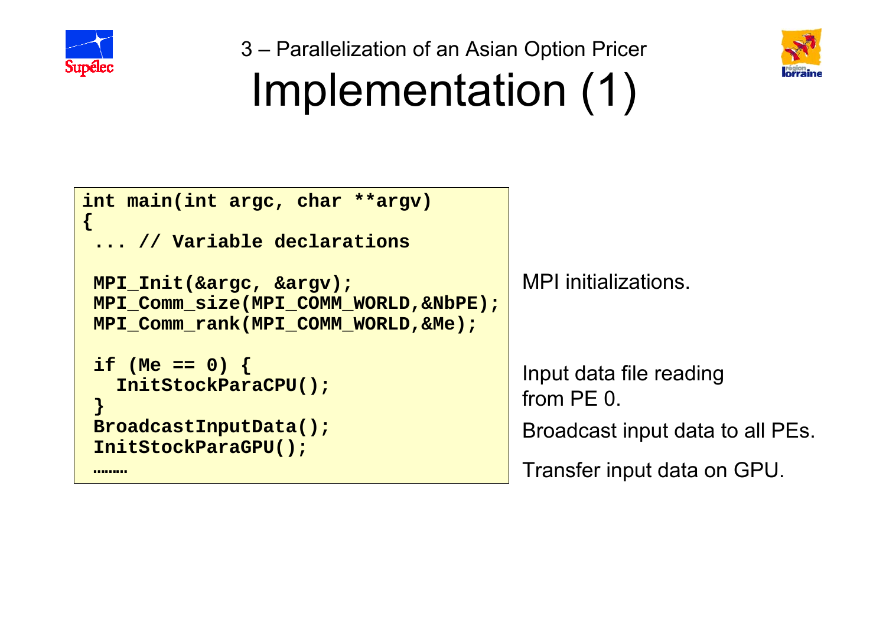3 – Parallelization of an Asian Option Pricer

# Implementation (1)

```
int main(int argc, char **argv)
{
 ... // Variable declarations

 MPI_Init(&argc, &argv);
 MPI_Comm_size(MPI_COMM_WORLD,&NbPE);
 MPI_Comm_rank(MPI_COMM_WORLD,&Me);

 if (Me == 0) {
   InitStockParaCPU();
 }
 BroadcastInputData();
 InitStockParaGPU();
 ………
```

MPI initializations.

Input data file reading from PE 0.

Broadcast input data to all PEs.

Transfer input data on GPU.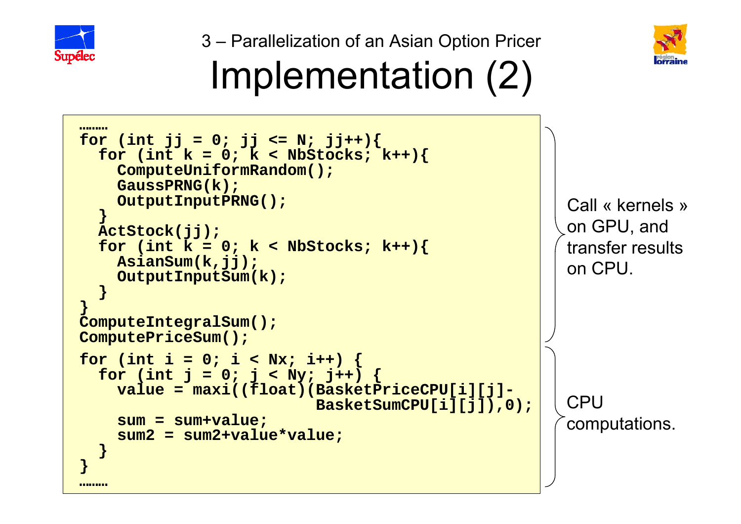3 – Parallelization of an Asian Option Pricer

# Implementation (2)

```
………
for (int jj = 0; jj <= N; jj++){
  for (int k = 0; k < NbStocks; k++){
    ComputeUniformRandom();
    GaussPRNG(k);
    OutputInputPRNG();
  }
  ActStock(jj);
  for (int k = 0; k < NbStocks; k++){
    AsianSum(k,jj);
    OutputInputSum(k);
  }
}
ComputeIntegralSum();
ComputePriceSum();
for (int i = 0; i < Nx; i++) {
  for (int j = 0; j < Ny; j++) {
    value = maxi((float)(BasketPriceCPU[i][j]-
                         BasketSumCPU[i][j]),0);
    sum = sum+value;
    sum2 = sum2+value*value;
  }
}
………
```

Call « kernels » on GPU, and transfer results on CPU.

CPU computations.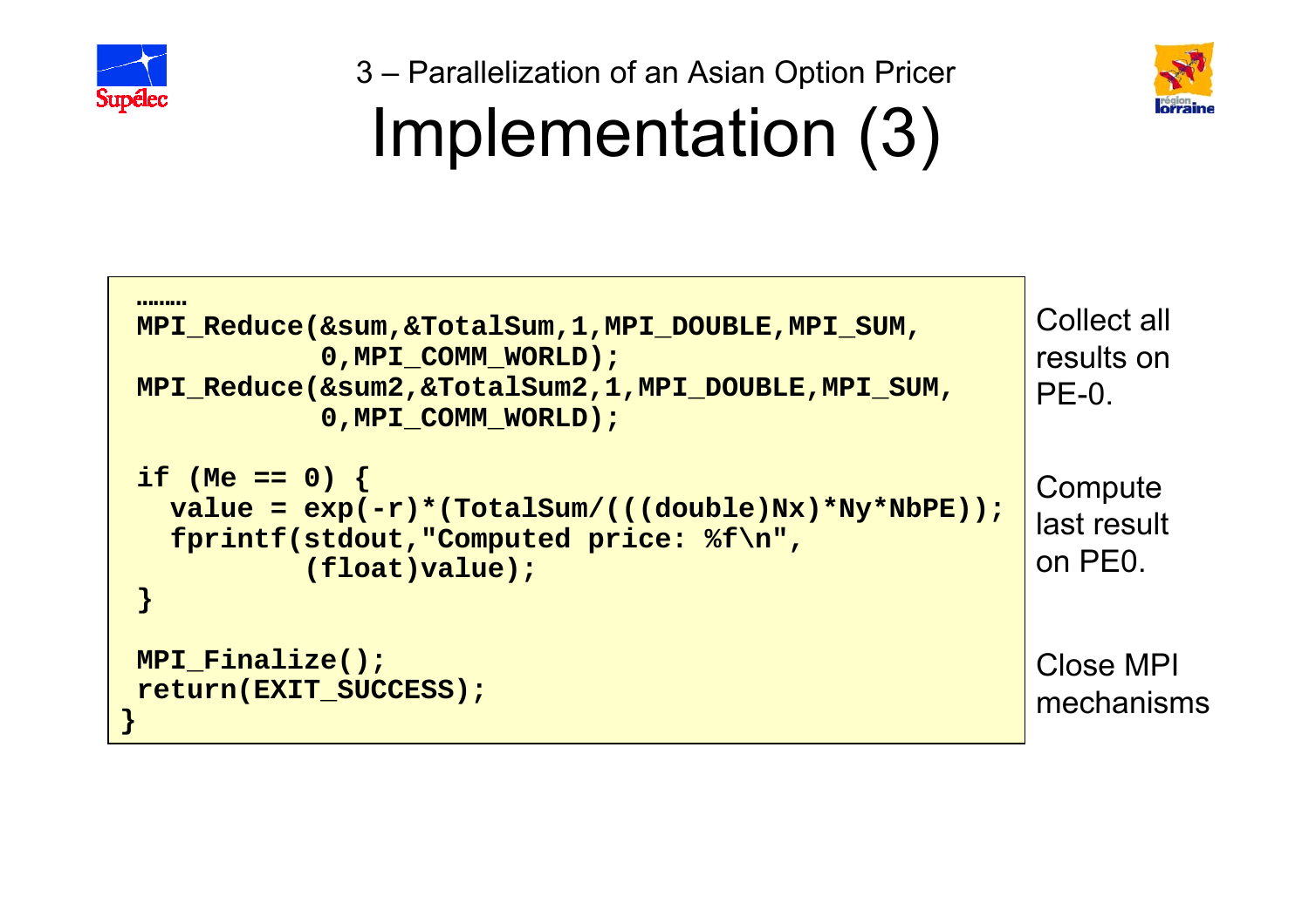3 – Parallelization of an Asian Option Pricer

# Implementation (3)

```
………
MPI_Reduce(&sum,&TotalSum,1,MPI_DOUBLE,MPI_SUM,
           0,MPI_COMM_WORLD);
MPI_Reduce(&sum2,&TotalSum2,1,MPI_DOUBLE,MPI_SUM,
           0,MPI_COMM_WORLD);

if (Me == 0) {
  value = exp(-r)*(TotalSum/(((double)Nx)*Ny*NbPE));
  fprintf(stdout,"Computed price: %f\n",
          (float)value);
}

MPI_Finalize();
return(EXIT_SUCCESS);
}
```

Collect all results on PE-0.

Compute last result on PE0.

Close MPI mechanisms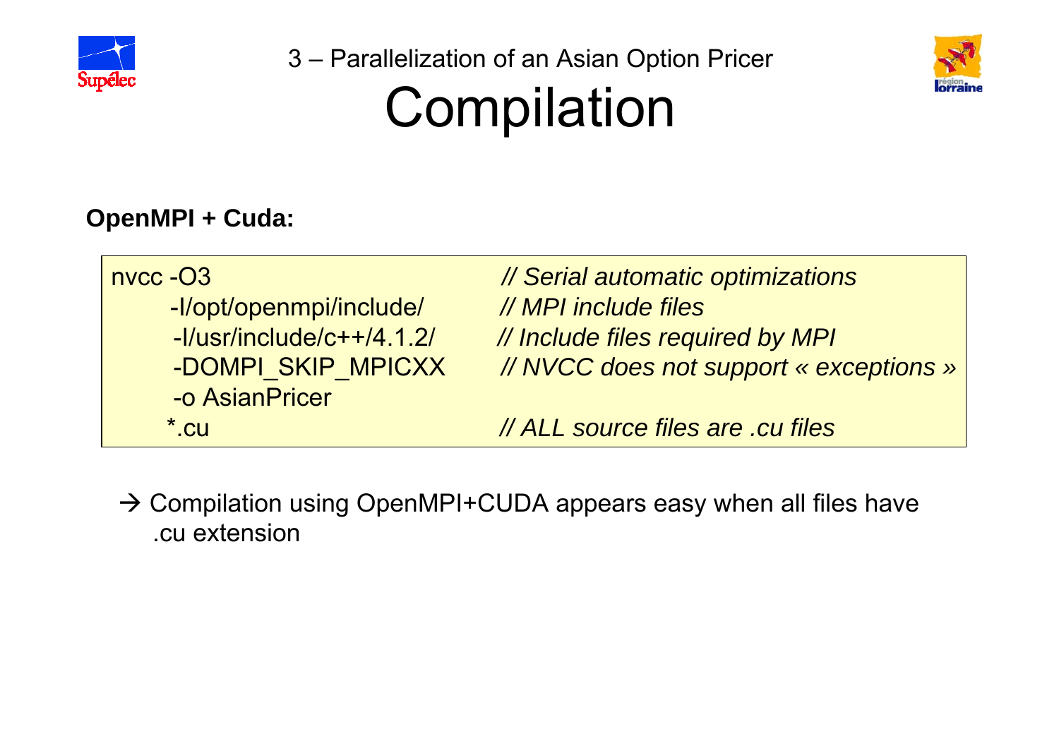3 – Parallelization of an Asian Option Pricer

# Compilation

**OpenMPI + Cuda:**

```
nvcc -O3                          // Serial automatic optimizations
     -I/opt/openmpi/include/      // MPI include files
     -I/usr/include/c++/4.1.2/    // Include files required by MPI
     -DOMPI_SKIP_MPICXX           // NVCC does not support « exceptions »
     -o AsianPricer
     *.cu                         // ALL source files are .cu files
```

→ Compilation using OpenMPI+CUDA appears easy when all files have .cu extension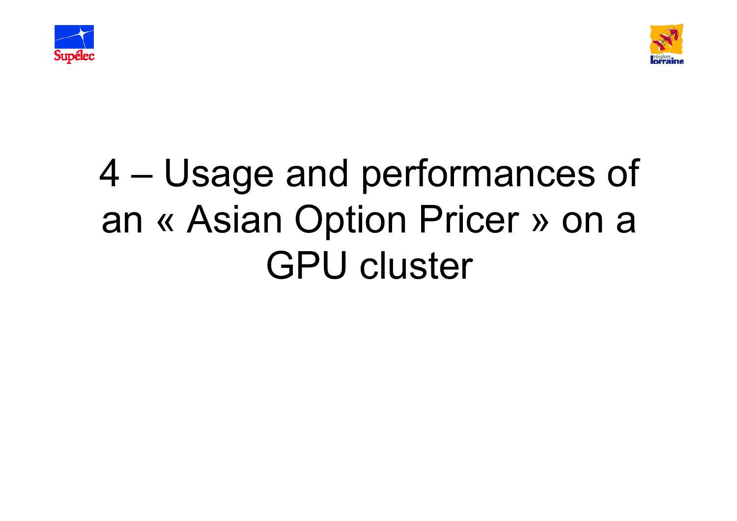# 4 – Usage and performances of an « Asian Option Pricer » on a GPU cluster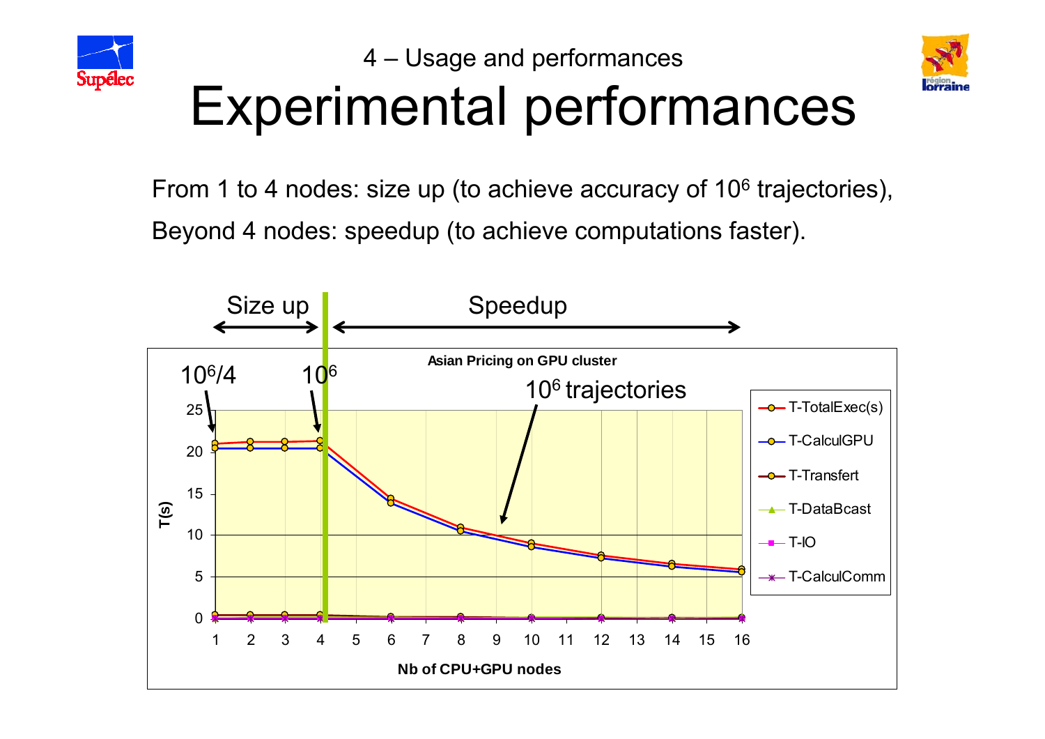4 – Usage and performances

# Experimental performances

From 1 to 4 nodes: size up (to achieve accuracy of $10^6$ trajectories),

Beyond 4 nodes: speedup (to achieve computations faster).

Size up — Speedup

**Asian Pricing on GPU cluster**

$10^6/4$ — $10^6$ — $10^6$ trajectories

T(s)

Nb of CPU+GPU nodes

T-TotalExec(s), T-CalculGPU, T-Transfert, T-DataBcast, T-IO, T-CalculComm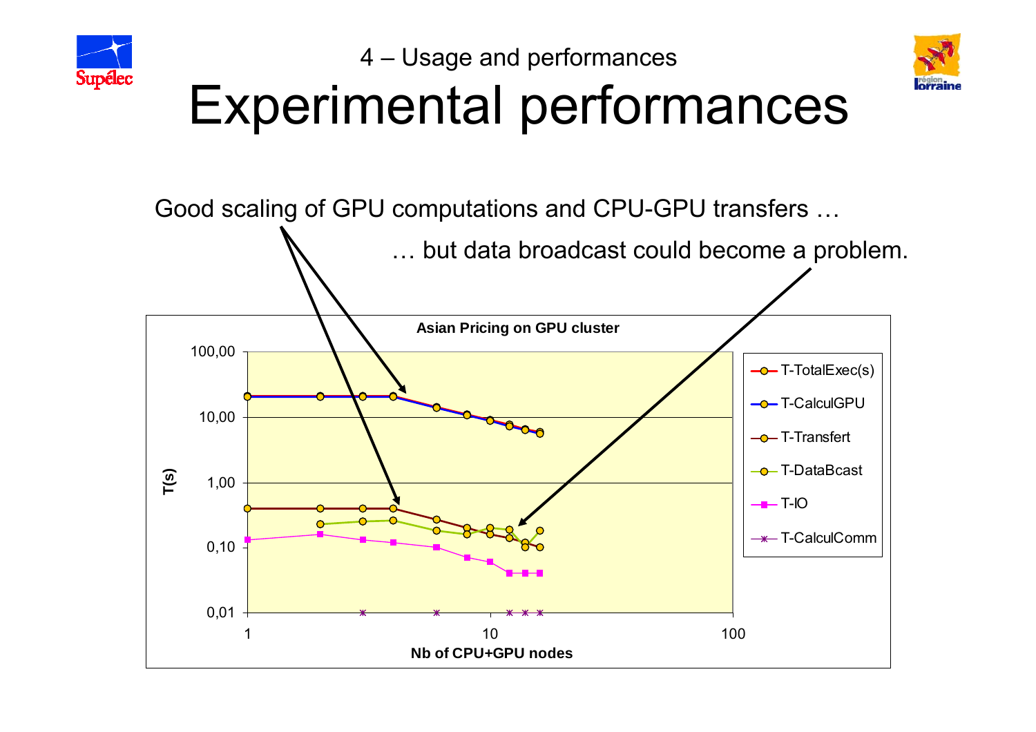4 – Usage and performances

# Experimental performances

Good scaling of GPU computations and CPU-GPU transfers …

… but data broadcast could become a problem.

**Asian Pricing on GPU cluster**

Legend: T-TotalExec(s), T-CalculGPU, T-Transfert, T-DataBcast, T-IO, T-CalculComm

Y-axis: T(s) — 0,01; 0,10; 1,00; 10,00; 100,00

X-axis: Nb of CPU+GPU nodes — 1; 10; 100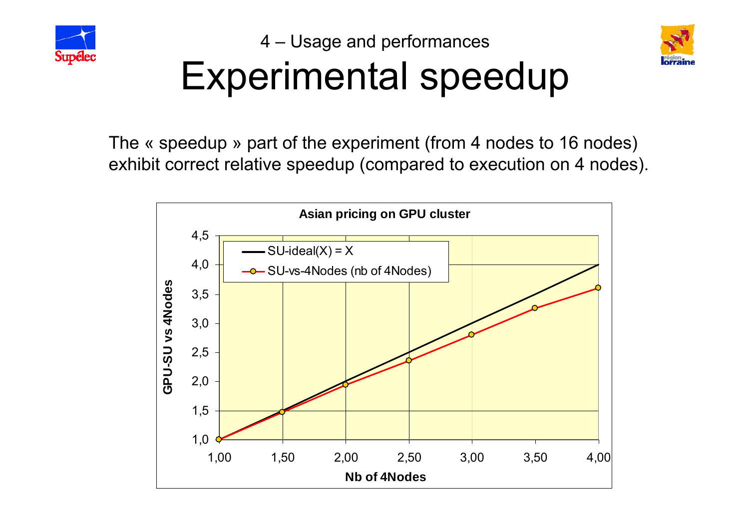4 – Usage and performances

# Experimental speedup

The « speedup » part of the experiment (from 4 nodes to 16 nodes) exhibit correct relative speedup (compared to execution on 4 nodes).

**Asian pricing on GPU cluster**

- SU-ideal(X) = X
- SU-vs-4Nodes (nb of 4Nodes)

GPU-SU vs 4Nodes

Nb of 4Nodes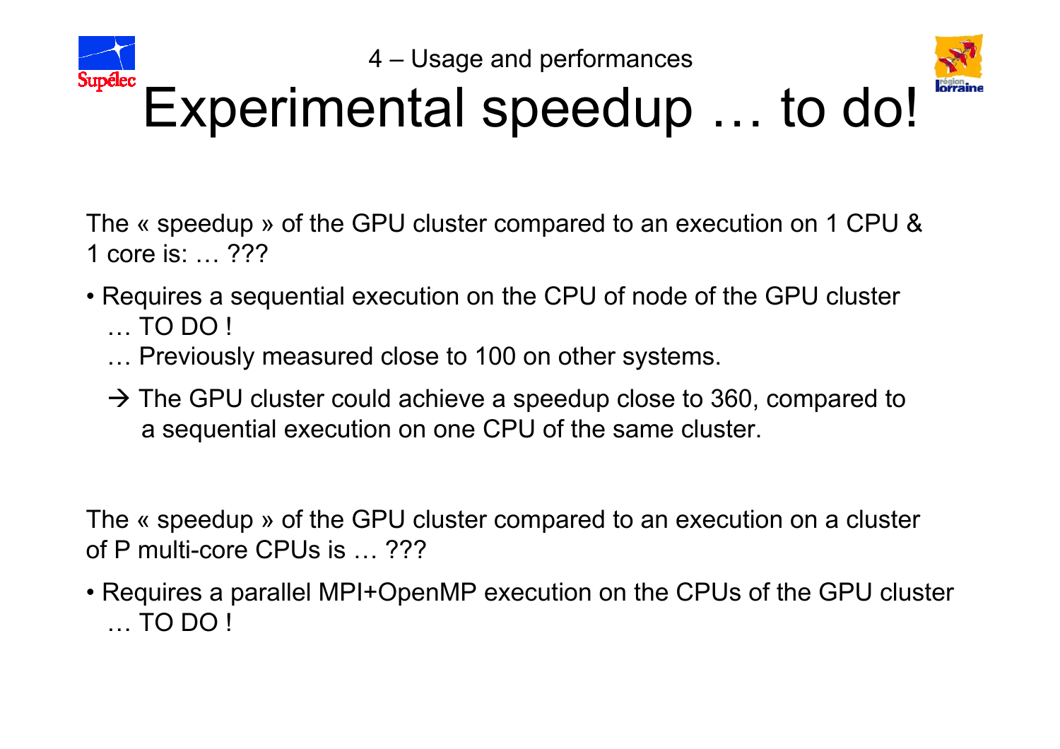4 – Usage and performances

# Experimental speedup … to do!

The « speedup » of the GPU cluster compared to an execution on 1 CPU & 1 core is: … ???

- Requires a sequential execution on the CPU of node of the GPU cluster
  … TO DO !
  … Previously measured close to 100 on other systems.

  → The GPU cluster could achieve a speedup close to 360, compared to a sequential execution on one CPU of the same cluster.

The « speedup » of the GPU cluster compared to an execution on a cluster of P multi-core CPUs is … ???

- Requires a parallel MPI+OpenMP execution on the CPUs of the GPU cluster
  … TO DO !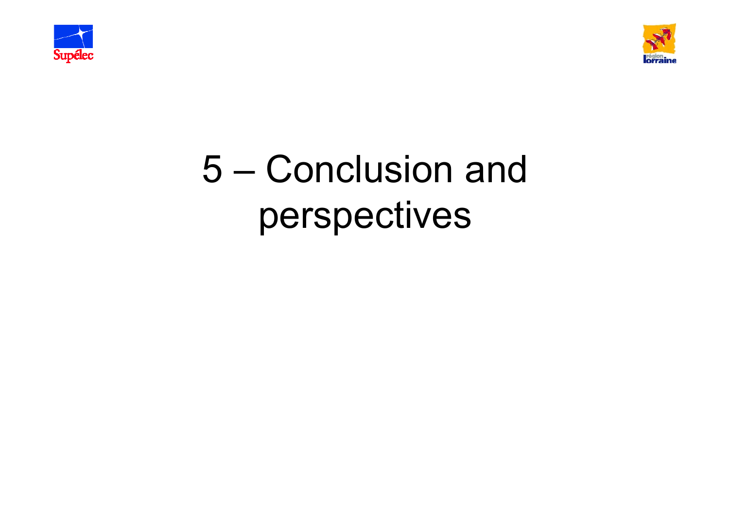# 5 – Conclusion and perspectives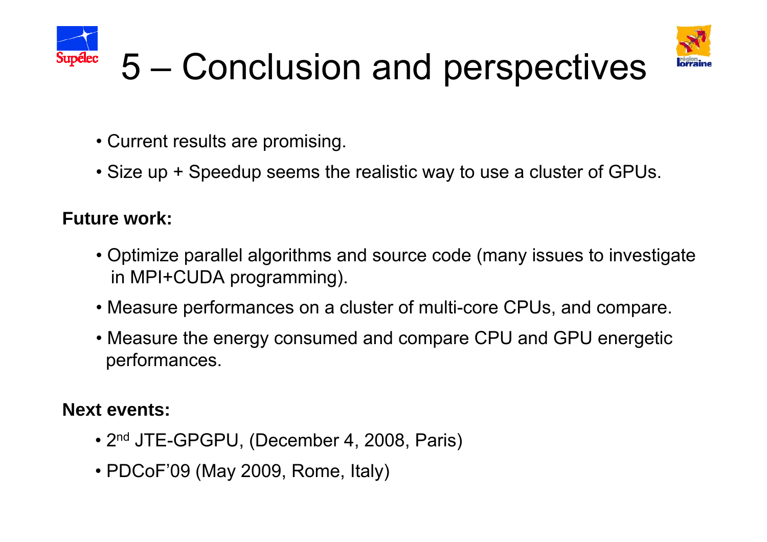# 5 – Conclusion and perspectives

- Current results are promising.
- Size up + Speedup seems the realistic way to use a cluster of GPUs.

**Future work:**

- Optimize parallel algorithms and source code (many issues to investigate in MPI+CUDA programming).
- Measure performances on a cluster of multi-core CPUs, and compare.
- Measure the energy consumed and compare CPU and GPU energetic performances.

**Next events:**

- 2nd JTE-GPGPU, (December 4, 2008, Paris)
- PDCoF’09 (May 2009, Rome, Italy)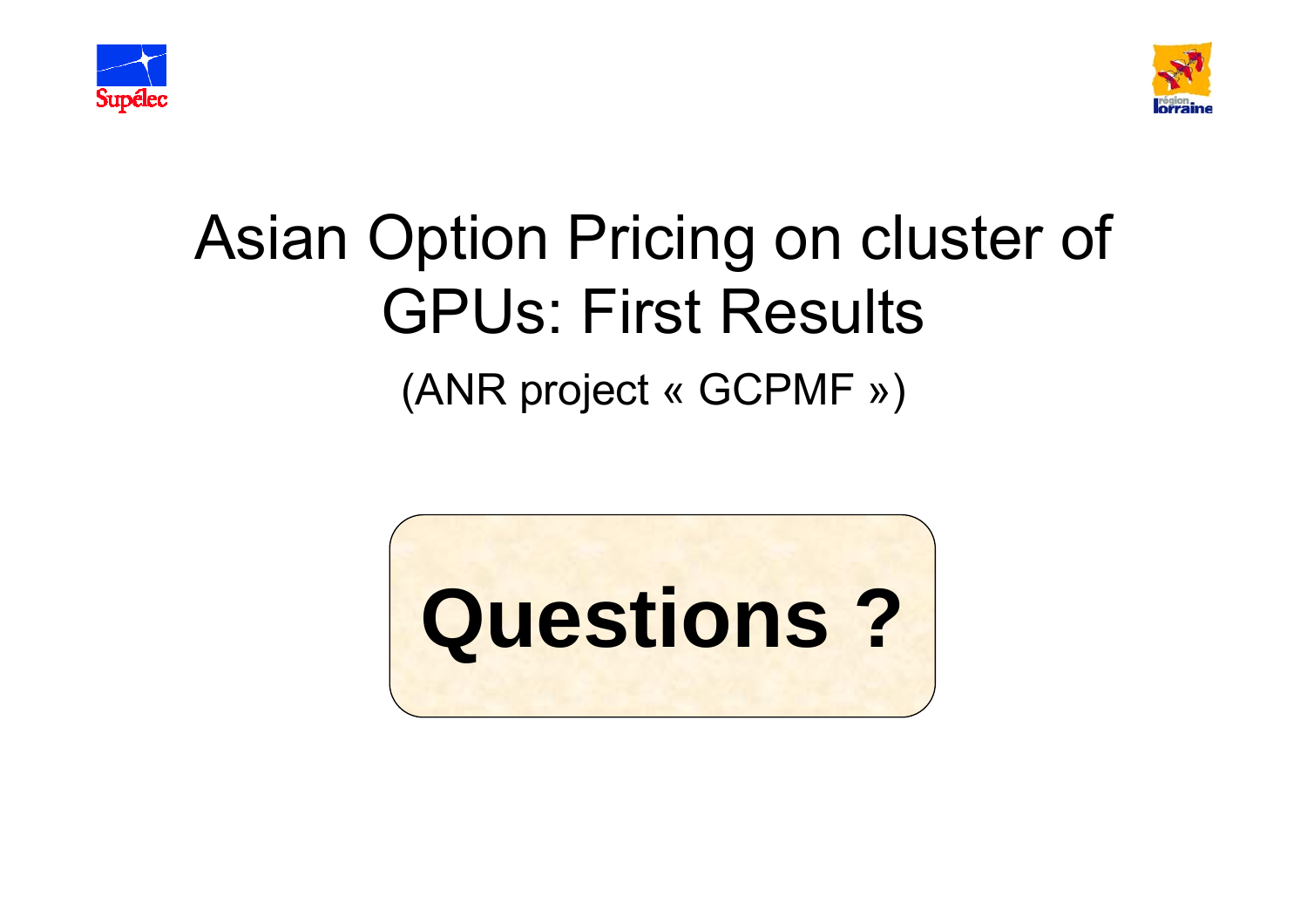# Asian Option Pricing on cluster of GPUs: First Results

(ANR project « GCPMF »)

**Questions ?**